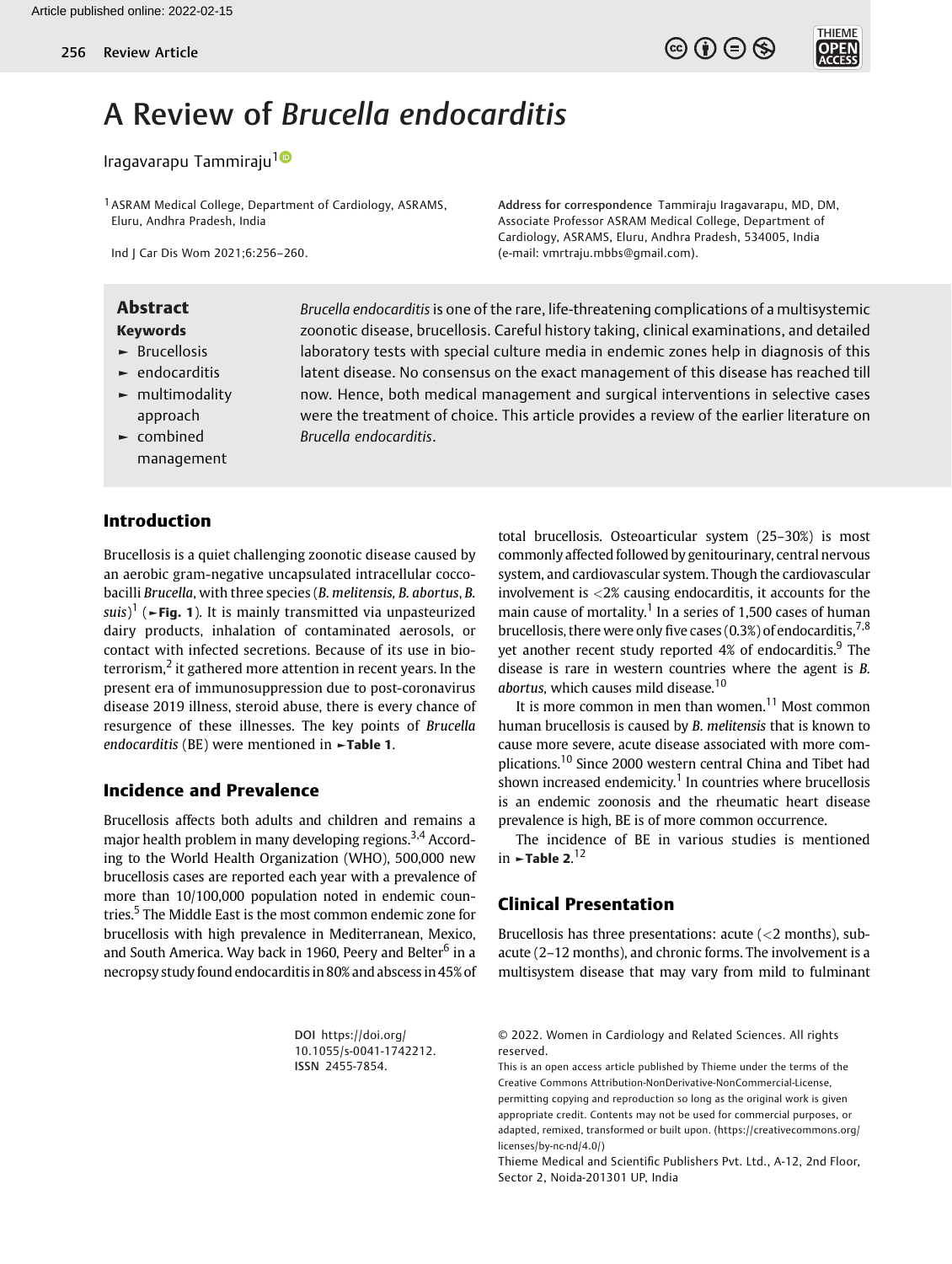# A Review of *Brucella endocarditis*

Iragavarapu Tammiraju[1]

[1] ASRAM Medical College, Department of Cardiology, ASRAMS, Eluru, Andhra Pradesh, India

Ind J Car Dis Wom 2021;6:256–260.

Address for correspondence Tammiraju Iragavarapu, MD, DM, Associate Professor ASRAM Medical College, Department of Cardiology, ASRAMS, Eluru, Andhra Pradesh, India, 534005, India (e-mail: vmrtraju.mbbs@gmail.com).

## Abstract

*Brucella endocarditis* is one of the rare, life-threatening complications of a multisystemic zoonotic disease, brucellosis. Careful history taking, clinical examinations, and detailed laboratory tests with special culture media in endemic zones help in diagnosis of this latent disease. No consensus on the exact management of this disease has reached till now. Hence, both medical management and surgical interventions in selective cases were the treatment of choice. This article provides a review of the earlier literature on *Brucella endocarditis*.

**Keywords**

- Brucellosis
- endocarditis
- multimodality approach
- combined management

## Introduction

Brucellosis is a quiet challenging zoonotic disease caused by an aerobic gram-negative uncapsulated intracellular coccobacilli *Brucella*, with three species (*B. melitensis, B. abortus*, *B. suis*)[1] (►**Fig. 1**). It is mainly transmitted via unpasteurized dairy products, inhalation of contaminated aerosols, or contact with infected secretions. Because of its use in bioterrorism,[2] it gathered more attention in recent years. In the present era of immunosuppression due to post-coronavirus disease 2019 illness, steroid abuse, there is every chance of resurgence of these illnesses. The key points of *Brucella endocarditis* (BE) were mentioned in ►**Table 1**.

## Incidence and Prevalence

Brucellosis affects both adults and children and remains a major health problem in many developing regions.[3,4] According to the World Health Organization (WHO), 500,000 new brucellosis cases are reported each year with a prevalence of more than 10/100,000 population noted in endemic countries.[5] The Middle East is the most common endemic zone for brucellosis with high prevalence in Mediterranean, Mexico, and South America. Way back in 1960, Peery and Belter[6] in a necropsy study found endocarditis in 80% and abscess in 45% of total brucellosis. Osteoarticular system (25–30%) is most commonly affected followed by genitourinary, central nervous system, and cardiovascular system. Though the cardiovascular involvement is <2% causing endocarditis, it accounts for the main cause of mortality.[1] In a series of 1,500 cases of human brucellosis, there were only five cases (0.3%) of endocarditis,[7,8] yet another recent study reported 4% of endocarditis.[9] The disease is rare in western countries where the agent is *B. abortus*, which causes mild disease.[10]

It is more common in men than women.[11] Most common human brucellosis is caused by *B. melitensis* that is known to cause more severe, acute disease associated with more complications.[10] Since 2000 western central China and Tibet had shown increased endemicity.[1] In countries where brucellosis is an endemic zoonosis and the rheumatic heart disease prevalence is high, BE is of more common occurrence.

The incidence of BE in various studies is mentioned in ►**Table 2**.[12]

## Clinical Presentation

Brucellosis has three presentations: acute (<2 months), subacute (2–12 months), and chronic forms. The involvement is a multisystem disease that may vary from mild to fulminant

DOI https://doi.org/10.1055/s-0041-1742212. ISSN 2455-7854.

© 2022. Women in Cardiology and Related Sciences. All rights reserved.

This is an open access article published by Thieme under the terms of the Creative Commons Attribution-NonDerivative-NonCommercial-License, permitting copying and reproduction so long as the original work is given appropriate credit. Contents may not be used for commercial purposes, or adapted, remixed, transformed or built upon. (https://creativecommons.org/licenses/by-nc-nd/4.0/)

Thieme Medical and Scientific Publishers Pvt. Ltd., A-12, 2nd Floor, Sector 2, Noida-201301 UP, India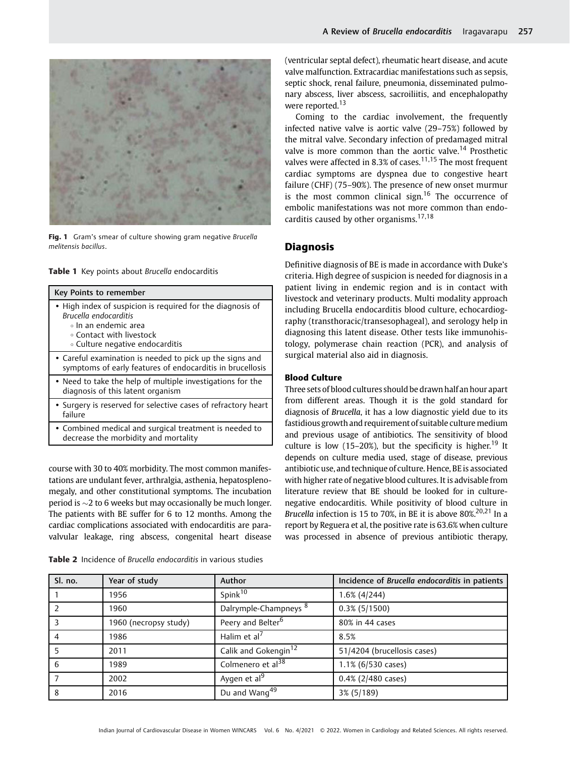Fig. 1 Gram's smear of culture showing gram negative *Brucella melitensis bacillus*.

**Table 1** Key points about *Brucella* endocarditis

| Key Points to remember |
|---|
| • High index of suspicion is required for the diagnosis of *Brucella endocarditis*<br>◦ In an endemic area<br>◦ Contact with livestock<br>◦ Culture negative endocarditis |
| • Careful examination is needed to pick up the signs and symptoms of early features of endocarditis in brucellosis |
| • Need to take the help of multiple investigations for the diagnosis of this latent organism |
| • Surgery is reserved for selective cases of refractory heart failure |
| • Combined medical and surgical treatment is needed to decrease the morbidity and mortality |

course with 30 to 40% morbidity. The most common manifestations are undulant fever, arthralgia, asthenia, hepatosplenomegaly, and other constitutional symptoms. The incubation period is ~2 to 6 weeks but may occasionally be much longer. The patients with BE suffer for 6 to 12 months. Among the cardiac complications associated with endocarditis are paravalvular leakage, ring abscess, congenital heart disease (ventricular septal defect), rheumatic heart disease, and acute valve malfunction. Extracardiac manifestations such as sepsis, septic shock, renal failure, pneumonia, disseminated pulmonary abscess, liver abscess, sacroiliitis, and encephalopathy were reported.[13]

Coming to the cardiac involvement, the frequently infected native valve is aortic valve (29–75%) followed by the mitral valve. Secondary infection of predamaged mitral valve is more common than the aortic valve.[14] Prosthetic valves were affected in 8.3% of cases.[11,15] The most frequent cardiac symptoms are dyspnea due to congestive heart failure (CHF) (75–90%). The presence of new onset murmur is the most common clinical sign.[16] The occurrence of embolic manifestations was not more common than endocarditis caused by other organisms.[17,18]

## Diagnosis

Definitive diagnosis of BE is made in accordance with Duke's criteria. High degree of suspicion is needed for diagnosis in a patient living in endemic region and is in contact with livestock and veterinary products. Multi modality approach including Brucella endocarditis blood culture, echocardiography (transthoracic/transesophageal), and serology help in diagnosing this latent disease. Other tests like immunohistology, polymerase chain reaction (PCR), and analysis of surgical material also aid in diagnosis.

### Blood Culture

Three sets of blood cultures should be drawn half an hour apart from different areas. Though it is the gold standard for diagnosis of *Brucella*, it has a low diagnostic yield due to its fastidious growth and requirement of suitable culture medium and previous usage of antibiotics. The sensitivity of blood culture is low (15–20%), but the specificity is higher.[19] It depends on culture media used, stage of disease, previous antibiotic use, and technique of culture. Hence, BE is associated with higher rate of negative blood cultures. It is advisable from literature review that BE should be looked for in culture-negative endocarditis. While positivity of blood culture in *Brucella* infection is 15 to 70%, in BE it is above 80%.[20,21] In a report by Reguera et al, the positive rate is 63.6% when culture was processed in absence of previous antibiotic therapy,

**Table 2** Incidence of *Brucella endocarditis* in various studies

| Sl. no. | Year of study | Author | Incidence of *Brucella endocarditis* in patients |
|---|---|---|---|
| 1 | 1956 | Spink[10] | 1.6% (4/244) |
| 2 | 1960 | Dalrymple-Champneys [8] | 0.3% (5/1500) |
| 3 | 1960 (necropsy study) | Peery and Belter[6] | 80% in 44 cases |
| 4 | 1986 | Halim et al[7] | 8.5% |
| 5 | 2011 | Calik and Gokengin[12] | 51/4204 (brucellosis cases) |
| 6 | 1989 | Colmenero et al[38] | 1.1% (6/530 cases) |
| 7 | 2002 | Aygen et al[9] | 0.4% (2/480 cases) |
| 8 | 2016 | Du and Wang[49] | 3% (5/189) |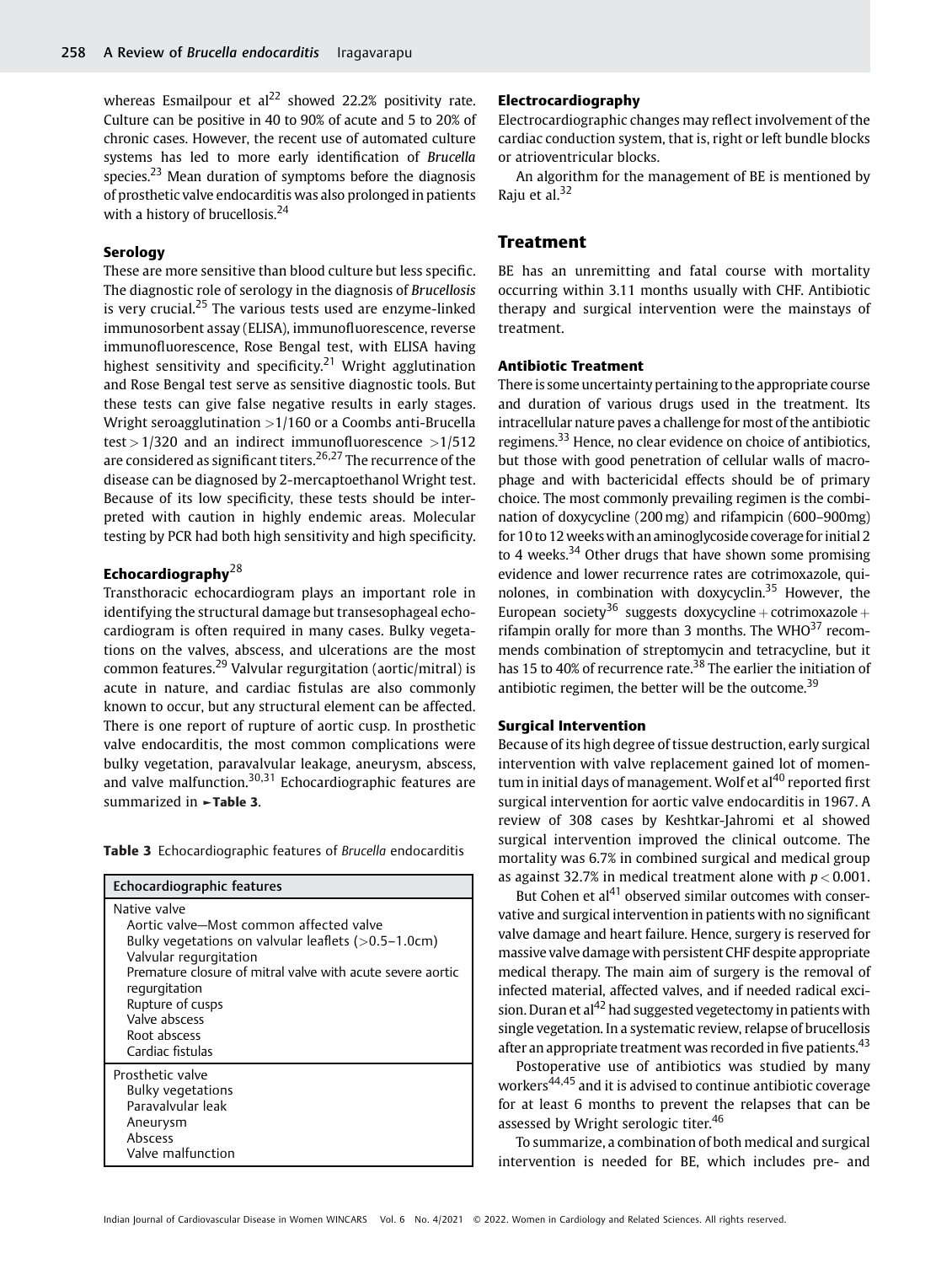whereas Esmailpour et al[22] showed 22.2% positivity rate. Culture can be positive in 40 to 90% of acute and 5 to 20% of chronic cases. However, the recent use of automated culture systems has led to more early identification of *Brucella* species.[23] Mean duration of symptoms before the diagnosis of prosthetic valve endocarditis was also prolonged in patients with a history of brucellosis.[24]

### Serology

These are more sensitive than blood culture but less specific. The diagnostic role of serology in the diagnosis of *Brucellosis* is very crucial.[25] The various tests used are enzyme-linked immunosorbent assay (ELISA), immunofluorescence, reverse immunofluorescence, Rose Bengal test, with ELISA having highest sensitivity and specificity.[21] Wright agglutination and Rose Bengal test serve as sensitive diagnostic tools. But these tests can give false negative results in early stages. Wright seroagglutination $>1/160$ or a Coombs anti-Brucella test $>1/320$ and an indirect immunofluorescence $>1/512$ are considered as significant titers.[26,27] The recurrence of the disease can be diagnosed by 2-mercaptoethanol Wright test. Because of its low specificity, these tests should be interpreted with caution in highly endemic areas. Molecular testing by PCR had both high sensitivity and high specificity.

### Echocardiography[28]

Transthoracic echocardiogram plays an important role in identifying the structural damage but transesophageal echocardiogram is often required in many cases. Bulky vegetations on the valves, abscess, and ulcerations are the most common features.[29] Valvular regurgitation (aortic/mitral) is acute in nature, and cardiac fistulas are also commonly known to occur, but any structural element can be affected. There is one report of rupture of aortic cusp. In prosthetic valve endocarditis, the most common complications were bulky vegetation, paravalvular leakage, aneurysm, abscess, and valve malfunction.[30,31] Echocardiographic features are summarized in ►**Table 3**.

**Table 3** Echocardiographic features of *Brucella* endocarditis

| Echocardiographic features |
|---|
| Native valve<br>Aortic valve—Most common affected valve<br>Bulky vegetations on valvular leaflets (>0.5–1.0cm)<br>Valvular regurgitation<br>Premature closure of mitral valve with acute severe aortic regurgitation<br>Rupture of cusps<br>Valve abscess<br>Root abscess<br>Cardiac fistulas |
| Prosthetic valve<br>Bulky vegetations<br>Paravalvular leak<br>Aneurysm<br>Abscess<br>Valve malfunction |

### Electrocardiography

Electrocardiographic changes may reflect involvement of the cardiac conduction system, that is, right or left bundle blocks or atrioventricular blocks.

An algorithm for the management of BE is mentioned by Raju et al.[32]

## Treatment

BE has an unremitting and fatal course with mortality occurring within 3.11 months usually with CHF. Antibiotic therapy and surgical intervention were the mainstays of treatment.

### Antibiotic Treatment

There is some uncertainty pertaining to the appropriate course and duration of various drugs used in the treatment. Its intracellular nature paves a challenge for most of the antibiotic regimens.[33] Hence, no clear evidence on choice of antibiotics, but those with good penetration of cellular walls of macrophage and with bactericidal effects should be of primary choice. The most commonly prevailing regimen is the combination of doxycycline (200 mg) and rifampicin (600–900mg) for 10 to 12 weeks with an aminoglycoside coverage for initial 2 to 4 weeks.[34] Other drugs that have shown some promising evidence and lower recurrence rates are cotrimoxazole, quinolones, in combination with doxycyclin.[35] However, the European society[36] suggests doxycycline + cotrimoxazole + rifampin orally for more than 3 months. The WHO[37] recommends combination of streptomycin and tetracycline, but it has 15 to 40% of recurrence rate.[38] The earlier the initiation of antibiotic regimen, the better will be the outcome.[39]

### Surgical Intervention

Because of its high degree of tissue destruction, early surgical intervention with valve replacement gained lot of momentum in initial days of management. Wolf et al[40] reported first surgical intervention for aortic valve endocarditis in 1967. A review of 308 cases by Keshtkar-Jahromi et al showed surgical intervention improved the clinical outcome. The mortality was 6.7% in combined surgical and medical group as against 32.7% in medical treatment alone with $p < 0.001$.

But Cohen et al[41] observed similar outcomes with conservative and surgical intervention in patients with no significant valve damage and heart failure. Hence, surgery is reserved for massive valve damage with persistent CHF despite appropriate medical therapy. The main aim of surgery is the removal of infected material, affected valves, and if needed radical excision. Duran et al[42] had suggested vegetectomy in patients with single vegetation. In a systematic review, relapse of brucellosis after an appropriate treatment was recorded in five patients.[43]

Postoperative use of antibiotics was studied by many workers[44,45] and it is advised to continue antibiotic coverage for at least 6 months to prevent the relapses that can be assessed by Wright serologic titer.[46]

To summarize, a combination of both medical and surgical intervention is needed for BE, which includes pre- and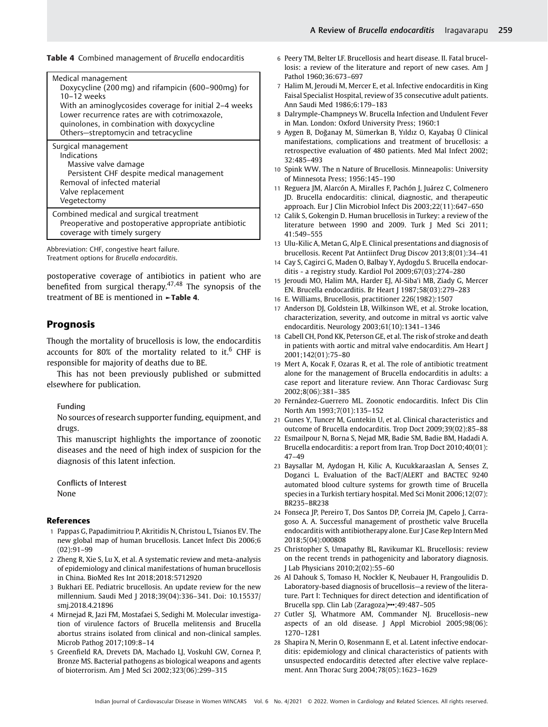**Table 4** Combined management of *Brucella* endocarditis

| |
|---|
| Medical management<br>Doxycycline (200 mg) and rifampicin (600–900mg) for 10–12 weeks<br>With an aminoglycosides coverage for initial 2–4 weeks<br>Lower recurrence rates are with cotrimoxazole, quinolones, in combination with doxycycline<br>Others—streptomycin and tetracycline |
| Surgical management<br>Indications<br>Massive valve damage<br>Persistent CHF despite medical management<br>Removal of infected material<br>Valve replacement<br>Vegetectomy |
| Combined medical and surgical treatment<br>Preoperative and postoperative appropriate antibiotic coverage with timely surgery |

Abbreviation: CHF, congestive heart failure.
Treatment options for *Brucella endocarditis*.

postoperative coverage of antibiotics in patient who are benefited from surgical therapy.[47,48] The synopsis of the treatment of BE is mentioned in ►**Table 4**.

## Prognosis

Though the mortality of brucellosis is low, the endocarditis accounts for 80% of the mortality related to it.[6] CHF is responsible for majority of deaths due to BE.

This has not been previously published or submitted elsewhere for publication.

Funding

No sources of research supporter funding, equipment, and drugs.

This manuscript highlights the importance of zoonotic diseases and the need of high index of suspicion for the diagnosis of this latent infection.

Conflicts of Interest

None

## References

1 Pappas G, Papadimitriou P, Akritidis N, Christou L, Tsianos EV. The new global map of human brucellosis. Lancet Infect Dis 2006;6 (02):91–99
2 Zheng R, Xie S, Lu X, et al. A systematic review and meta-analysis of epidemiology and clinical manifestations of human brucellosis in China. BioMed Res Int 2018;2018:5712920
3 Bukhari EE. Pediatric brucellosis. An update review for the new millennium. Saudi Med J 2018;39(04):336–341. Doi: 10.15537/smj.2018.4.21896
4 Mirnejad R, Jazi FM, Mostafaei S, Sedighi M. Molecular investigation of virulence factors of Brucella melitensis and Brucella abortus strains isolated from clinical and non-clinical samples. Microb Pathog 2017;109:8–14
5 Greenfield RA, Drevets DA, Machado LJ, Voskuhl GW, Cornea P, Bronze MS. Bacterial pathogens as biological weapons and agents of bioterrorism. Am J Med Sci 2002;323(06):299–315
6 Peery TM, Belter LF. Brucellosis and heart disease. II. Fatal brucellosis: a review of the literature and report of new cases. Am J Pathol 1960;36:673–697
7 Halim M, Jeroudi M, Mercer E, et al. Infective endocarditis in King Faisal Specialist Hospital, review of 35 consecutive adult patients. Ann Saudi Med 1986;6:179–183
8 Dalrymple-Champneys W. Brucella Infection and Undulent Fever in Man. London: Oxford University Press; 1960:1
9 Aygen B, Doğanay M, Sümerkan B, Yıldız O, Kayabaş Ü Clinical manifestations, complications and treatment of brucellosis: a retrospective evaluation of 480 patients. Med Mal Infect 2002; 32:485–493
10 Spink WW. The n Nature of Brucellosis. Minneapolis: University of Minnesota Press; 1956:145–190
11 Reguera JM, Alarcón A, Miralles F, Pachón J, Juárez C, Colmenero JD. Brucella endocarditis: clinical, diagnostic, and therapeutic approach. Eur J Clin Microbiol Infect Dis 2003;22(11):647–650
12 Calik S, Gokengin D. Human brucellosis in Turkey: a review of the literature between 1990 and 2009. Turk J Med Sci 2011; 41:549–555
13 Ulu-Kilic A, Metan G, Alp E. Clinical presentations and diagnosis of brucellosis. Recent Pat Antiinfect Drug Discov 2013;8(01):34–41
14 Cay S, Cagirci G, Maden O, Balbay Y, Aydogdu S. Brucella endocarditis - a registry study. Kardiol Pol 2009;67(03):274–280
15 Jeroudi MO, Halim MA, Harder EJ, Al-Siba'i MB, Ziady G, Mercer EN. Brucella endocarditis. Br Heart J 1987;58(03):279–283
16 E. Williams, Brucellosis, practitioner 226(1982):1507
17 Anderson DJ, Goldstein LB, Wilkinson WE, et al. Stroke location, characterization, severity, and outcome in mitral vs aortic valve endocarditis. Neurology 2003;61(10):1341–1346
18 Cabell CH, Pond KK, Peterson GE, et al. The risk of stroke and death in patients with aortic and mitral valve endocarditis. Am Heart J 2001;142(01):75–80
19 Mert A, Kocak F, Ozaras R, et al. The role of antibiotic treatment alone for the management of Brucella endocarditis in adults: a case report and literature review. Ann Thorac Cardiovasc Surg 2002;8(06):381–385
20 Fernández-Guerrero ML. Zoonotic endocarditis. Infect Dis Clin North Am 1993;7(01):135–152
21 Gunes Y, Tuncer M, Guntekin U, et al. Clinical characteristics and outcome of Brucella endocarditis. Trop Doct 2009;39(02):85–88
22 Esmailpour N, Borna S, Nejad MR, Badie SM, Badie BM, Hadadi A. Brucella endocarditis: a report from Iran. Trop Doct 2010;40(01): 47–49
23 Baysallar M, Aydogan H, Kilic A, Kucukkaraaslan A, Senses Z, Doganci L. Evaluation of the BacT/ALERT and BACTEC 9240 automated blood culture systems for growth time of Brucella species in a Turkish tertiary hospital. Med Sci Monit 2006;12(07): BR235–BR238
24 Fonseca JP, Pereiro T, Dos Santos DP, Correia JM, Capelo J, Carragoso A. A. Successful management of prosthetic valve Brucella endocarditis with antibiotherapy alone. Eur J Case Rep Intern Med 2018;5(04):000808
25 Christopher S, Umapathy BL, Ravikumar KL. Brucellosis: review on the recent trends in pathogenicity and laboratory diagnosis. J Lab Physicians 2010;2(02):55–60
26 Al Dahouk S, Tomaso H, Nockler K, Neubauer H, Frangoulidis D. Laboratory-based diagnosis of brucellosis—a review of the literature. Part I: Techniques for direct detection and identification of Brucella spp. Clin Lab (Zaragoza)•••;49:487–505
27 Cutler SJ, Whatmore AM, Commander NJ. Brucellosis–new aspects of an old disease. J Appl Microbiol 2005;98(06): 1270–1281
28 Shapira N, Merin O, Rosenmann E, et al. Latent infective endocarditis: epidemiology and clinical characteristics of patients with unsuspected endocarditis detected after elective valve replacement. Ann Thorac Surg 2004;78(05):1623–1629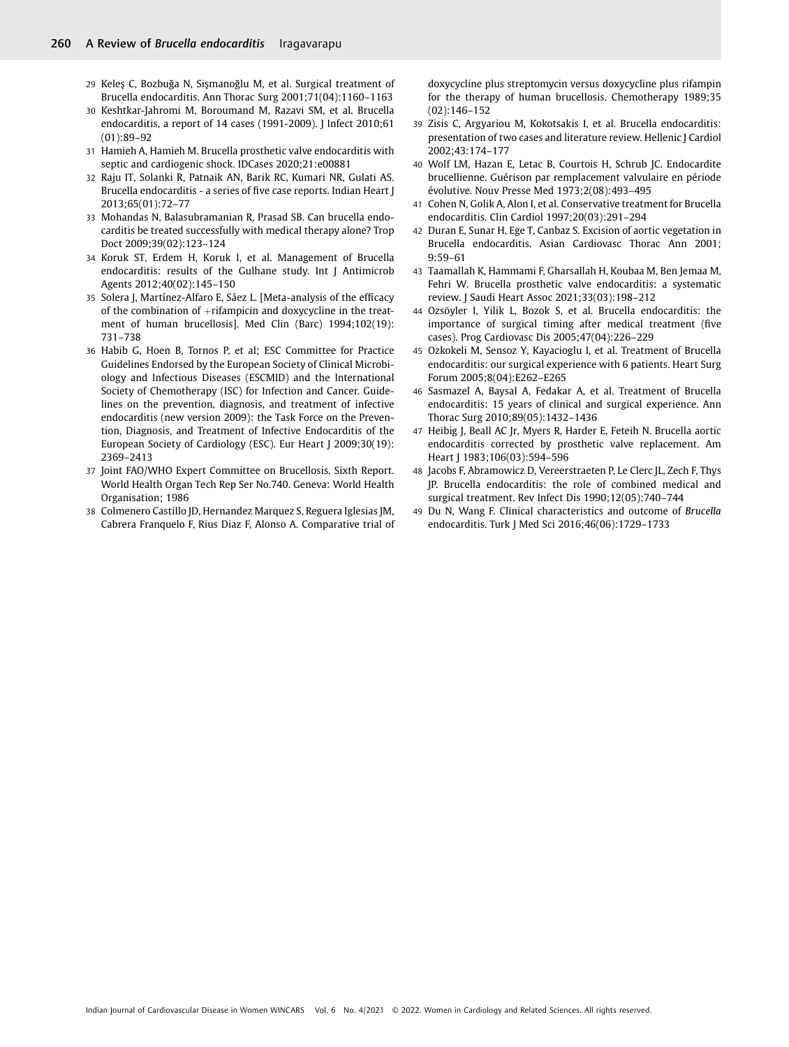29 Keleş C, Bozbuğa N, Sişmanoğlu M, et al. Surgical treatment of Brucella endocarditis. Ann Thorac Surg 2001;71(04):1160–1163

30 Keshtkar-Jahromi M, Boroumand M, Razavi SM, et al. Brucella endocarditis, a report of 14 cases (1991-2009). J Infect 2010;61 (01):89–92

31 Hamieh A, Hamieh M. Brucella prosthetic valve endocarditis with septic and cardiogenic shock. IDCases 2020;21:e00881

32 Raju IT, Solanki R, Patnaik AN, Barik RC, Kumari NR, Gulati AS. Brucella endocarditis - a series of five case reports. Indian Heart J 2013;65(01):72–77

33 Mohandas N, Balasubramanian R, Prasad SB. Can brucella endocarditis be treated successfully with medical therapy alone? Trop Doct 2009;39(02):123–124

34 Koruk ST, Erdem H, Koruk I, et al. Management of Brucella endocarditis: results of the Gulhane study. Int J Antimicrob Agents 2012;40(02):145–150

35 Solera J, Martínez-Alfaro E, Sáez L. [Meta-analysis of the efficacy of the combination of +rifampicin and doxycycline in the treatment of human brucellosis]. Med Clin (Barc) 1994;102(19): 731–738

36 Habib G, Hoen B, Tornos P, et al; ESC Committee for Practice Guidelines Endorsed by the European Society of Clinical Microbiology and Infectious Diseases (ESCMID) and the International Society of Chemotherapy (ISC) for Infection and Cancer. Guidelines on the prevention, diagnosis, and treatment of infective endocarditis (new version 2009): the Task Force on the Prevention, Diagnosis, and Treatment of Infective Endocarditis of the European Society of Cardiology (ESC). Eur Heart J 2009;30(19): 2369–2413

37 Joint FAO/WHO Expert Committee on Brucellosis. Sixth Report. World Health Organ Tech Rep Ser No.740. Geneva: World Health Organisation; 1986

38 Colmenero Castillo JD, Hernandez Marquez S, Reguera Iglesias JM, Cabrera Franquelo F, Rius Diaz F, Alonso A. Comparative trial of doxycycline plus streptomycin versus doxycycline plus rifampin for the therapy of human brucellosis. Chemotherapy 1989;35 (02):146–152

39 Zisis C, Argyariou M, Kokotsakis I, et al. Brucella endocarditis: presentation of two cases and literature review. Hellenic J Cardiol 2002;43:174–177

40 Wolf LM, Hazan E, Letac B, Courtois H, Schrub JC. Endocardite brucellienne. Guérison par remplacement valvulaire en période évolutive. Nouv Presse Med 1973;2(08):493–495

41 Cohen N, Golik A, Alon I, et al. Conservative treatment for Brucella endocarditis. Clin Cardiol 1997;20(03):291–294

42 Duran E, Sunar H, Ege T, Canbaz S. Excision of aortic vegetation in Brucella endocarditis. Asian Cardiovasc Thorac Ann 2001; 9:59–61

43 Taamallah K, Hammami F, Gharsallah H, Koubaa M, Ben Jemaa M, Fehri W. Brucella prosthetic valve endocarditis: a systematic review. J Saudi Heart Assoc 2021;33(03):198–212

44 Ozsöyler I, Yilik L, Bozok S, et al. Brucella endocarditis: the importance of surgical timing after medical treatment (five cases). Prog Cardiovasc Dis 2005;47(04):226–229

45 Ozkokeli M, Sensoz Y, Kayacioglu I, et al. Treatment of Brucella endocarditis: our surgical experience with 6 patients. Heart Surg Forum 2005;8(04):E262–E265

46 Sasmazel A, Baysal A, Fedakar A, et al. Treatment of Brucella endocarditis: 15 years of clinical and surgical experience. Ann Thorac Surg 2010;89(05):1432–1436

47 Heibig J, Beall AC Jr, Myers R, Harder E, Feteih N. Brucella aortic endocarditis corrected by prosthetic valve replacement. Am Heart J 1983;106(03):594–596

48 Jacobs F, Abramowicz D, Vereerstraeten P, Le Clerc JL, Zech F, Thys JP. Brucella endocarditis: the role of combined medical and surgical treatment. Rev Infect Dis 1990;12(05):740–744

49 Du N, Wang F. Clinical characteristics and outcome of *Brucella* endocarditis. Turk J Med Sci 2016;46(06):1729–1733